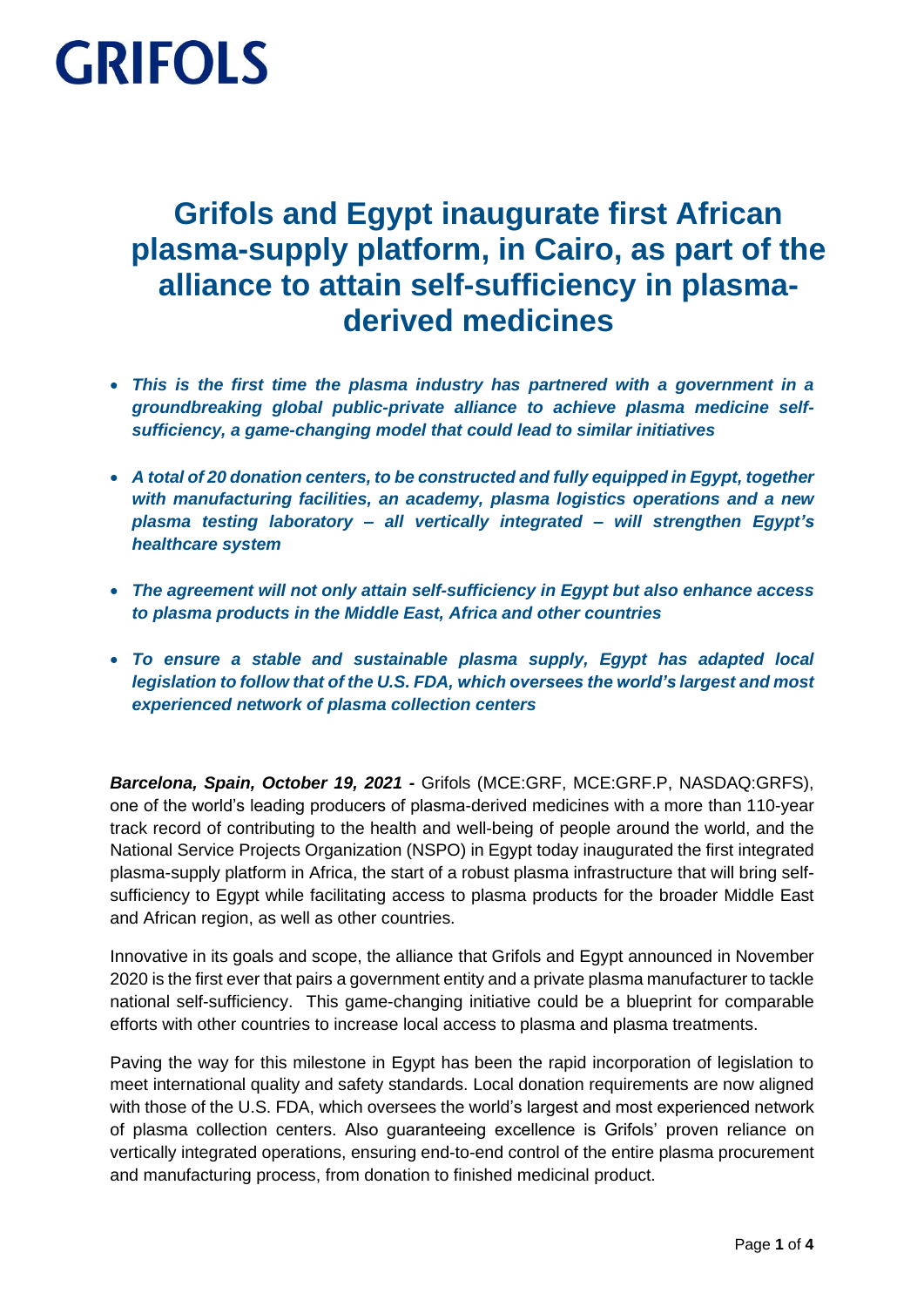# GRIFOLS

## Grifols and Egypt inaugurate first African plasma-supply platform, in Cairo, as part of the alliance to attain self-sufficiency in plasma-derived medicines

- ***This is the first time the plasma industry has partnered with a government in a groundbreaking global public-private alliance to achieve plasma medicine self-sufficiency, a game-changing model that could lead to similar initiatives***
- ***A total of 20 donation centers, to be constructed and fully equipped in Egypt, together with manufacturing facilities, an academy, plasma logistics operations and a new plasma testing laboratory – all vertically integrated – will strengthen Egypt's healthcare system***
- ***The agreement will not only attain self-sufficiency in Egypt but also enhance access to plasma products in the Middle East, Africa and other countries***
- ***To ensure a stable and sustainable plasma supply, Egypt has adapted local legislation to follow that of the U.S. FDA, which oversees the world's largest and most experienced network of plasma collection centers***

***Barcelona, Spain, October 19, 2021 -*** Grifols (MCE:GRF, MCE:GRF.P, NASDAQ:GRFS), one of the world's leading producers of plasma-derived medicines with a more than 110-year track record of contributing to the health and well-being of people around the world, and the National Service Projects Organization (NSPO) in Egypt today inaugurated the first integrated plasma-supply platform in Africa, the start of a robust plasma infrastructure that will bring self-sufficiency to Egypt while facilitating access to plasma products for the broader Middle East and African region, as well as other countries.

Innovative in its goals and scope, the alliance that Grifols and Egypt announced in November 2020 is the first ever that pairs a government entity and a private plasma manufacturer to tackle national self-sufficiency. This game-changing initiative could be a blueprint for comparable efforts with other countries to increase local access to plasma and plasma treatments.

Paving the way for this milestone in Egypt has been the rapid incorporation of legislation to meet international quality and safety standards. Local donation requirements are now aligned with those of the U.S. FDA, which oversees the world's largest and most experienced network of plasma collection centers. Also guaranteeing excellence is Grifols' proven reliance on vertically integrated operations, ensuring end-to-end control of the entire plasma procurement and manufacturing process, from donation to finished medicinal product.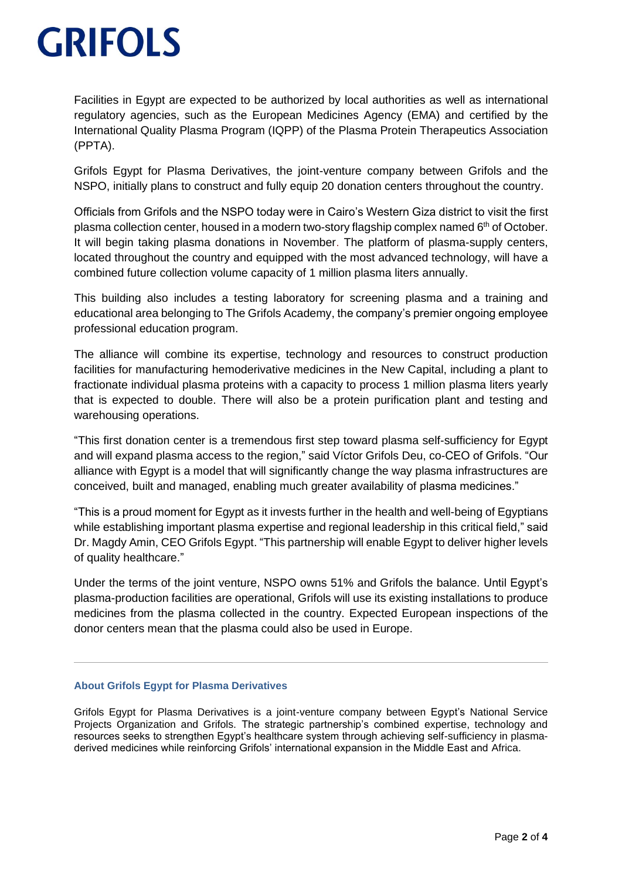Facilities in Egypt are expected to be authorized by local authorities as well as international regulatory agencies, such as the European Medicines Agency (EMA) and certified by the International Quality Plasma Program (IQPP) of the Plasma Protein Therapeutics Association (PPTA).

Grifols Egypt for Plasma Derivatives, the joint-venture company between Grifols and the NSPO, initially plans to construct and fully equip 20 donation centers throughout the country.

Officials from Grifols and the NSPO today were in Cairo's Western Giza district to visit the first plasma collection center, housed in a modern two-story flagship complex named 6th of October. It will begin taking plasma donations in November. The platform of plasma-supply centers, located throughout the country and equipped with the most advanced technology, will have a combined future collection volume capacity of 1 million plasma liters annually.

This building also includes a testing laboratory for screening plasma and a training and educational area belonging to The Grifols Academy, the company's premier ongoing employee professional education program.

The alliance will combine its expertise, technology and resources to construct production facilities for manufacturing hemoderivative medicines in the New Capital, including a plant to fractionate individual plasma proteins with a capacity to process 1 million plasma liters yearly that is expected to double. There will also be a protein purification plant and testing and warehousing operations.

"This first donation center is a tremendous first step toward plasma self-sufficiency for Egypt and will expand plasma access to the region," said Víctor Grifols Deu, co-CEO of Grifols. "Our alliance with Egypt is a model that will significantly change the way plasma infrastructures are conceived, built and managed, enabling much greater availability of plasma medicines."

"This is a proud moment for Egypt as it invests further in the health and well-being of Egyptians while establishing important plasma expertise and regional leadership in this critical field," said Dr. Magdy Amin, CEO Grifols Egypt. "This partnership will enable Egypt to deliver higher levels of quality healthcare."

Under the terms of the joint venture, NSPO owns 51% and Grifols the balance. Until Egypt's plasma-production facilities are operational, Grifols will use its existing installations to produce medicines from the plasma collected in the country. Expected European inspections of the donor centers mean that the plasma could also be used in Europe.

---

#### About Grifols Egypt for Plasma Derivatives

Grifols Egypt for Plasma Derivatives is a joint-venture company between Egypt's National Service Projects Organization and Grifols. The strategic partnership's combined expertise, technology and resources seeks to strengthen Egypt's healthcare system through achieving self-sufficiency in plasma-derived medicines while reinforcing Grifols' international expansion in the Middle East and Africa.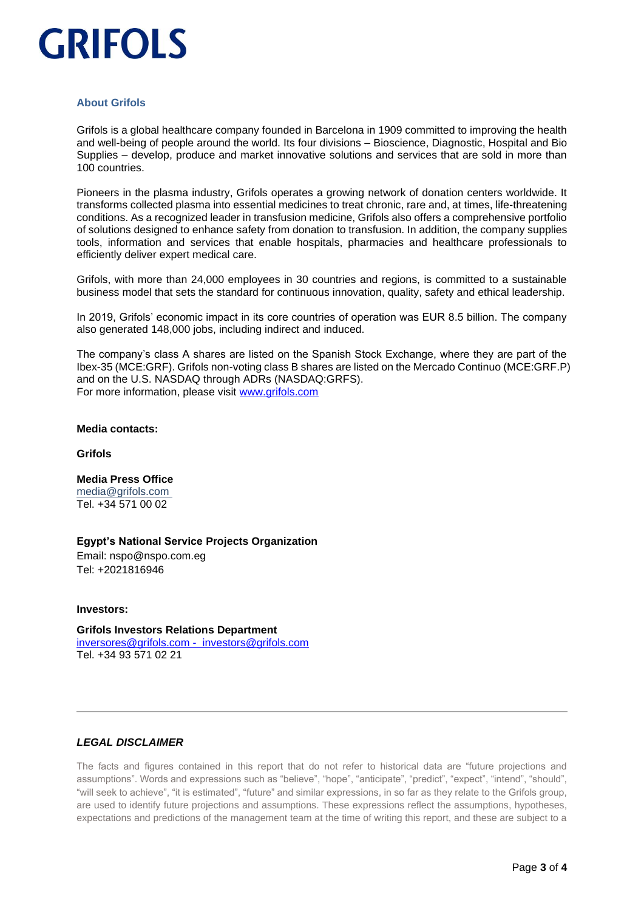### About Grifols

Grifols is a global healthcare company founded in Barcelona in 1909 committed to improving the health and well-being of people around the world. Its four divisions – Bioscience, Diagnostic, Hospital and Bio Supplies – develop, produce and market innovative solutions and services that are sold in more than 100 countries.

Pioneers in the plasma industry, Grifols operates a growing network of donation centers worldwide. It transforms collected plasma into essential medicines to treat chronic, rare and, at times, life-threatening conditions. As a recognized leader in transfusion medicine, Grifols also offers a comprehensive portfolio of solutions designed to enhance safety from donation to transfusion. In addition, the company supplies tools, information and services that enable hospitals, pharmacies and healthcare professionals to efficiently deliver expert medical care.

Grifols, with more than 24,000 employees in 30 countries and regions, is committed to a sustainable business model that sets the standard for continuous innovation, quality, safety and ethical leadership.

In 2019, Grifols' economic impact in its core countries of operation was EUR 8.5 billion. The company also generated 148,000 jobs, including indirect and induced.

The company's class A shares are listed on the Spanish Stock Exchange, where they are part of the Ibex-35 (MCE:GRF). Grifols non-voting class B shares are listed on the Mercado Continuo (MCE:GRF.P) and on the U.S. NASDAQ through ADRs (NASDAQ:GRFS).
For more information, please visit [www.grifols.com](http://www.grifols.com)

**Media contacts:**

**Grifols**

**Media Press Office**
media@grifols.com
Tel. +34 571 00 02

**Egypt's National Service Projects Organization**
Email: nspo@nspo.com.eg
Tel: +2021816946

**Investors:**

**Grifols Investors Relations Department**
inversores@grifols.com - investors@grifols.com
Tel. +34 93 571 02 21

---

### *LEGAL DISCLAIMER*

The facts and figures contained in this report that do not refer to historical data are "future projections and assumptions". Words and expressions such as "believe", "hope", "anticipate", "predict", "expect", "intend", "should", "will seek to achieve", "it is estimated", "future" and similar expressions, in so far as they relate to the Grifols group, are used to identify future projections and assumptions. These expressions reflect the assumptions, hypotheses, expectations and predictions of the management team at the time of writing this report, and these are subject to a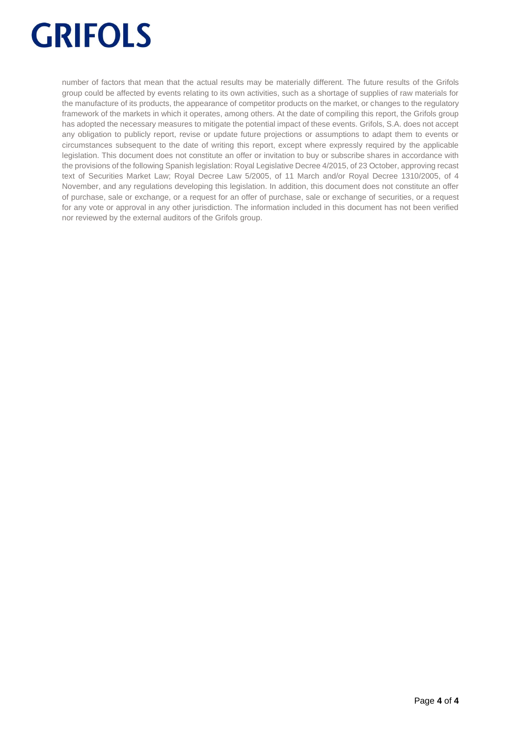number of factors that mean that the actual results may be materially different. The future results of the Grifols group could be affected by events relating to its own activities, such as a shortage of supplies of raw materials for the manufacture of its products, the appearance of competitor products on the market, or changes to the regulatory framework of the markets in which it operates, among others. At the date of compiling this report, the Grifols group has adopted the necessary measures to mitigate the potential impact of these events. Grifols, S.A. does not accept any obligation to publicly report, revise or update future projections or assumptions to adapt them to events or circumstances subsequent to the date of writing this report, except where expressly required by the applicable legislation. This document does not constitute an offer or invitation to buy or subscribe shares in accordance with the provisions of the following Spanish legislation: Royal Legislative Decree 4/2015, of 23 October, approving recast text of Securities Market Law; Royal Decree Law 5/2005, of 11 March and/or Royal Decree 1310/2005, of 4 November, and any regulations developing this legislation. In addition, this document does not constitute an offer of purchase, sale or exchange, or a request for an offer of purchase, sale or exchange of securities, or a request for any vote or approval in any other jurisdiction. The information included in this document has not been verified nor reviewed by the external auditors of the Grifols group.